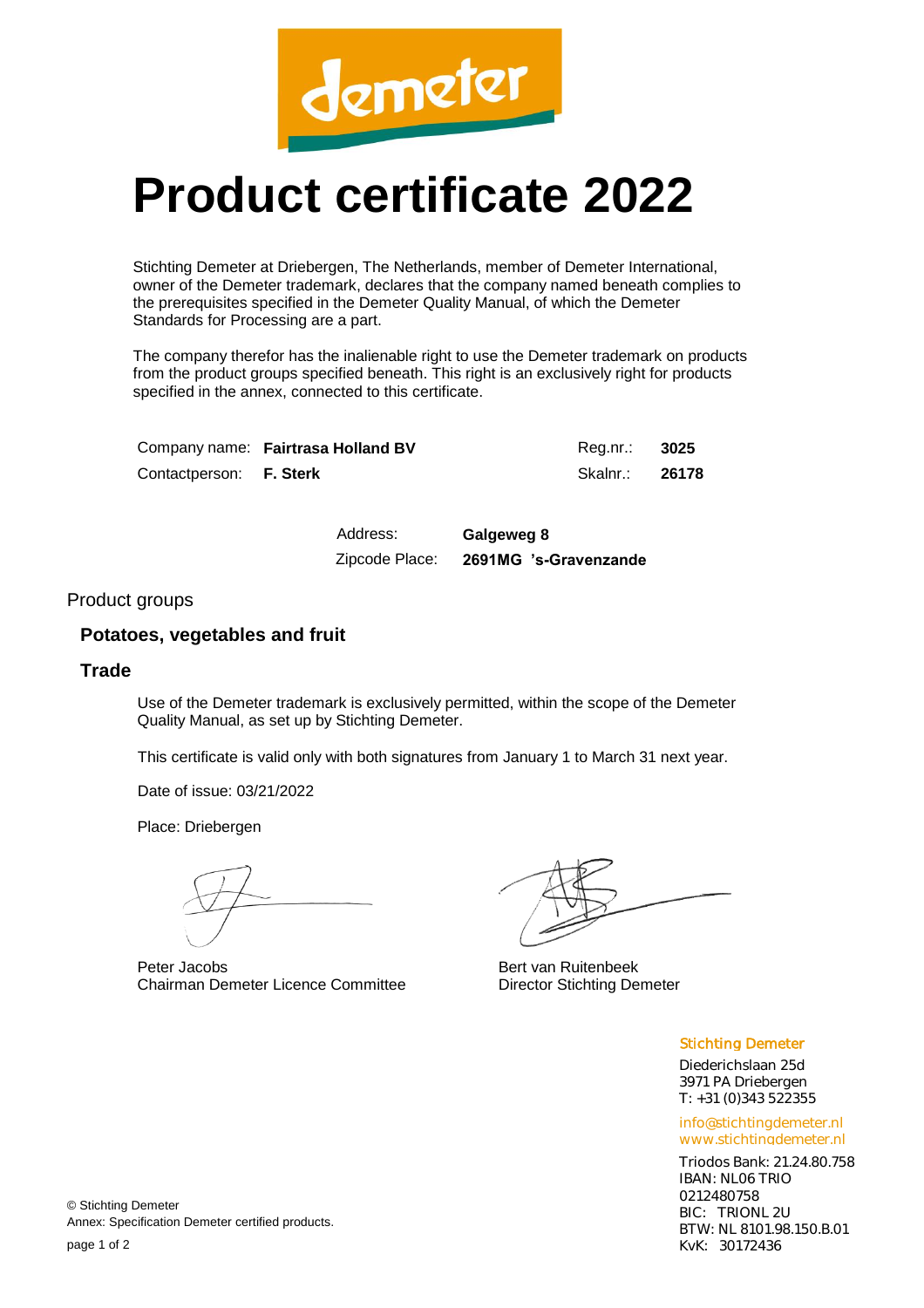demeter

# Product certificate 2022

Stichting Demeter at Driebergen, The Netherlands, member of Demeter International, owner of the Demeter trademark, declares that the company named beneath complies to the prerequisites specified in the Demeter Quality Manual, of which the Demeter Standards for Processing are a part.

The company therefor has the inalienable right to use the Demeter trademark on products from the product groups specified beneath. This right is an exclusively right for products specified in the annex, connected to this certificate.

| | | | |
|---|---|---|---|
| Company name: | **Fairtrasa Holland BV** | Reg.nr.: | **3025** |
| Contactperson: | **F. Sterk** | Skalnr.: | **26178** |

| | |
|---|---|
| Address: | **Galgeweg 8** |
| Zipcode Place: | **2691MG 's-Gravenzande** |

Product groups

### Potatoes, vegetables and fruit

### Trade

Use of the Demeter trademark is exclusively permitted, within the scope of the Demeter Quality Manual, as set up by Stichting Demeter.

This certificate is valid only with both signatures from January 1 to March 31 next year.

Date of issue: 03/21/2022

Place: Driebergen

Peter Jacobs
Chairman Demeter Licence Committee

Bert van Ruitenbeek
Director Stichting Demeter

Stichting Demeter
Diederichslaan 25d
3971 PA Driebergen
T: +31 (0)343 522355

info@stichtingdemeter.nl
www.stichtingdemeter.nl

Triodos Bank: 21.24.80.758
IBAN: NL06 TRIO 0212480758
BIC: TRIONL 2U
BTW: NL 8101.98.150.B.01
KvK: 30172436

© Stichting Demeter
Annex: Specification Demeter certified products.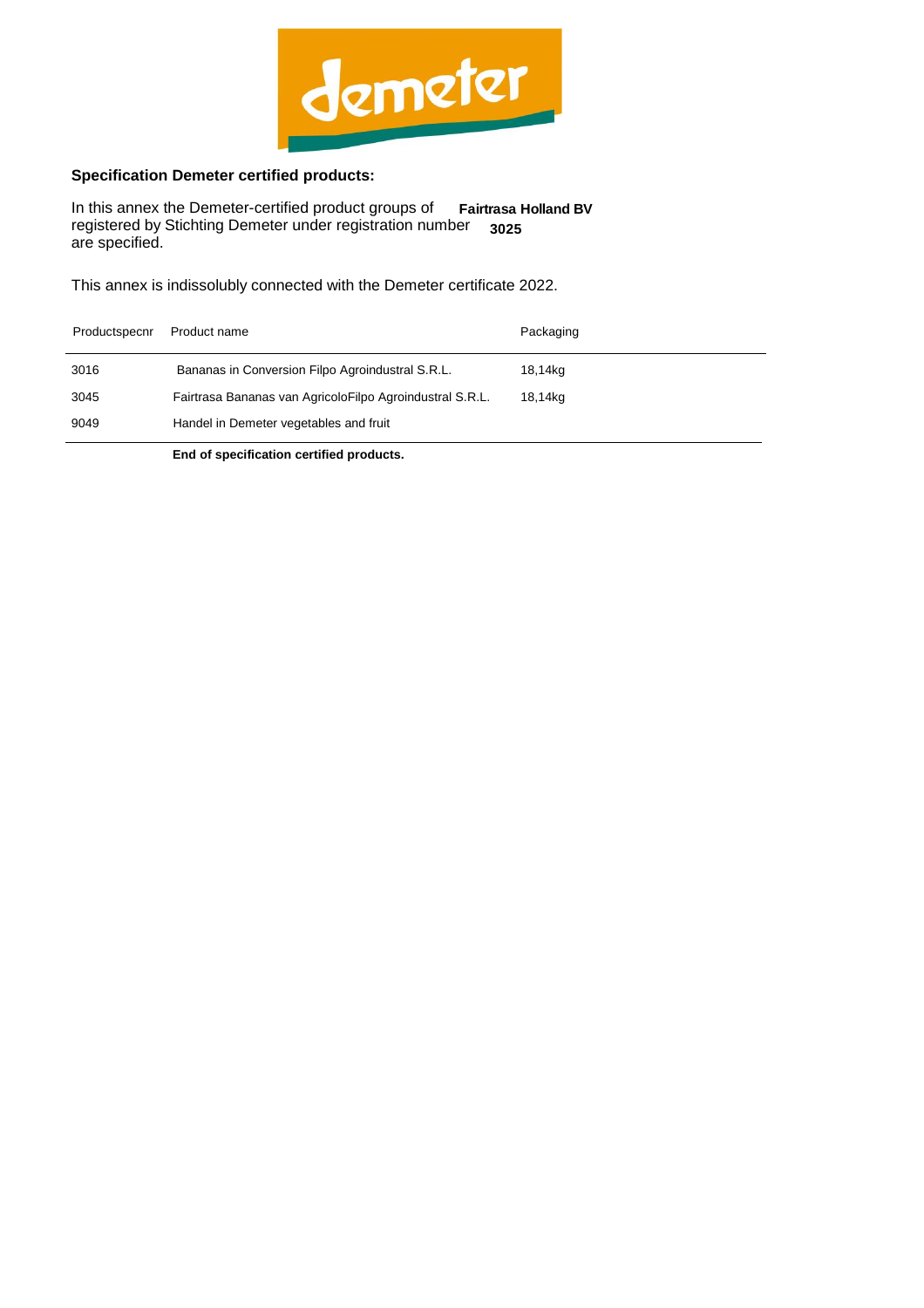**Specification Demeter certified products:**

In this annex the Demeter-certified product groups of **Fairtrasa Holland BV** registered by Stichting Demeter under registration number **3025** are specified.

This annex is indissolubly connected with the Demeter certificate 2022.

| Productspecnr | Product name | Packaging |
| --- | --- | --- |
| 3016 | Bananas in Conversion Filpo Agroindustral S.R.L. | 18,14kg |
| 3045 | Fairtrasa Bananas van AgricoloFilpo Agroindustral S.R.L. | 18,14kg |
| 9049 | Handel in Demeter vegetables and fruit | |

**End of specification certified products.**